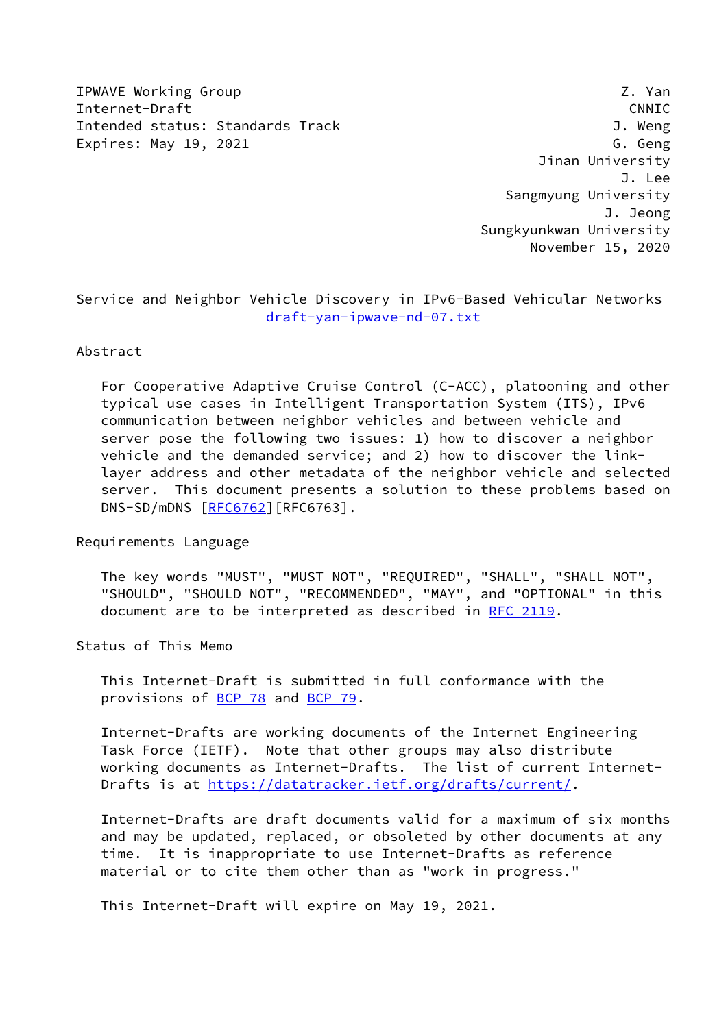IPWAVE Working Group                                            Z. Yan
Internet-Draft                                                   CNNIC
Intended status: Standards Track                                J. Weng
Expires: May 19, 2021                                           G. Geng
                                                      Jinan University
                                                                 J. Lee
                                                 Sangmyung University
                                                               J. Jeong
                                               Sungkyunkwan University
                                                      November 15, 2020

# Service and Neighbor Vehicle Discovery in IPv6-Based Vehicular Networks

draft-yan-ipwave-nd-07.txt

## Abstract

For Cooperative Adaptive Cruise Control (C-ACC), platooning and other typical use cases in Intelligent Transportation System (ITS), IPv6 communication between neighbor vehicles and between vehicle and server pose the following two issues: 1) how to discover a neighbor vehicle and the demanded service; and 2) how to discover the link-layer address and other metadata of the neighbor vehicle and selected server. This document presents a solution to these problems based on DNS-SD/mDNS [RFC6762][RFC6763].

## Requirements Language

The key words "MUST", "MUST NOT", "REQUIRED", "SHALL", "SHALL NOT", "SHOULD", "SHOULD NOT", "RECOMMENDED", "MAY", and "OPTIONAL" in this document are to be interpreted as described in RFC 2119.

## Status of This Memo

This Internet-Draft is submitted in full conformance with the provisions of BCP 78 and BCP 79.

Internet-Drafts are working documents of the Internet Engineering Task Force (IETF). Note that other groups may also distribute working documents as Internet-Drafts. The list of current Internet-Drafts is at https://datatracker.ietf.org/drafts/current/.

Internet-Drafts are draft documents valid for a maximum of six months and may be updated, replaced, or obsoleted by other documents at any time. It is inappropriate to use Internet-Drafts as reference material or to cite them other than as "work in progress."

This Internet-Draft will expire on May 19, 2021.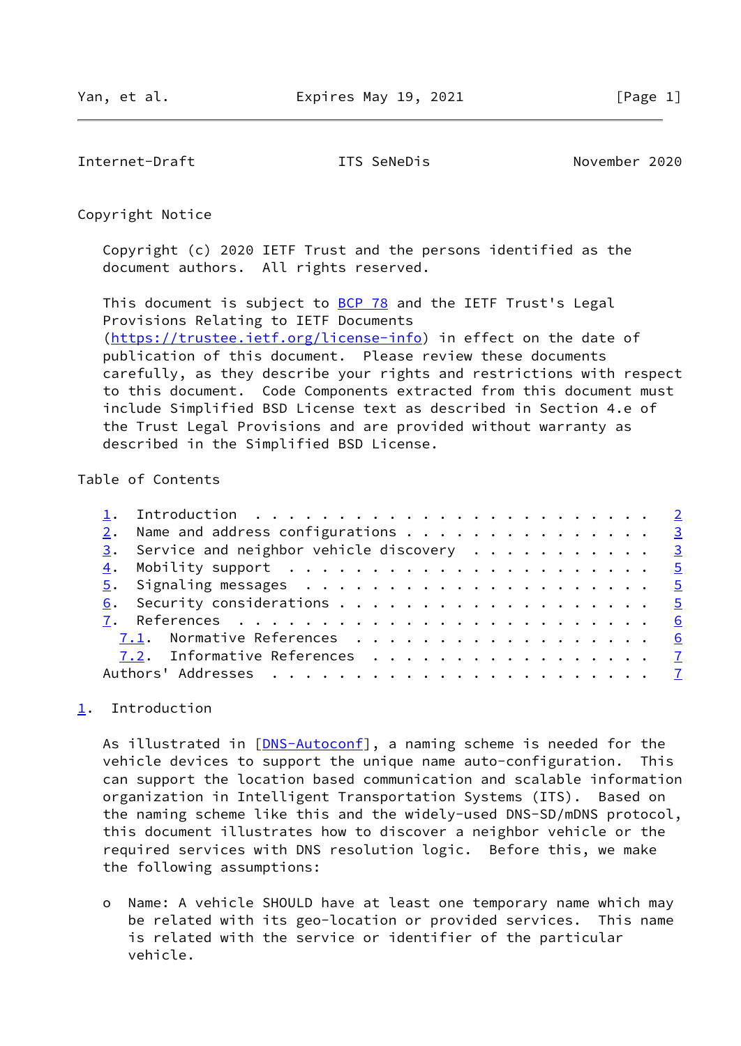Copyright Notice

Copyright (c) 2020 IETF Trust and the persons identified as the document authors. All rights reserved.

This document is subject to BCP 78 and the IETF Trust's Legal Provisions Relating to IETF Documents (https://trustee.ietf.org/license-info) in effect on the date of publication of this document. Please review these documents carefully, as they describe your rights and restrictions with respect to this document. Code Components extracted from this document must include Simplified BSD License text as described in Section 4.e of the Trust Legal Provisions and are provided without warranty as described in the Simplified BSD License.

Table of Contents

```
   1.  Introduction  . . . . . . . . . . . . . . . . . . . . . . . .   2
   2.  Name and address configurations . . . . . . . . . . . . . . .   3
   3.  Service and neighbor vehicle discovery  . . . . . . . . . . .   3
   4.  Mobility support  . . . . . . . . . . . . . . . . . . . . . .   5
   5.  Signaling messages  . . . . . . . . . . . . . . . . . . . . .   5
   6.  Security considerations . . . . . . . . . . . . . . . . . . .   5
   7.  References  . . . . . . . . . . . . . . . . . . . . . . . . .   6
     7.1.  Normative References  . . . . . . . . . . . . . . . . . .   6
     7.2.  Informative References  . . . . . . . . . . . . . . . . .   7
   Authors' Addresses  . . . . . . . . . . . . . . . . . . . . . . .   7
```

## 1. Introduction

As illustrated in [DNS-Autoconf], a naming scheme is needed for the vehicle devices to support the unique name auto-configuration. This can support the location based communication and scalable information organization in Intelligent Transportation Systems (ITS). Based on the naming scheme like this and the widely-used DNS-SD/mDNS protocol, this document illustrates how to discover a neighbor vehicle or the required services with DNS resolution logic. Before this, we make the following assumptions:

- Name: A vehicle SHOULD have at least one temporary name which may be related with its geo-location or provided services. This name is related with the service or identifier of the particular vehicle.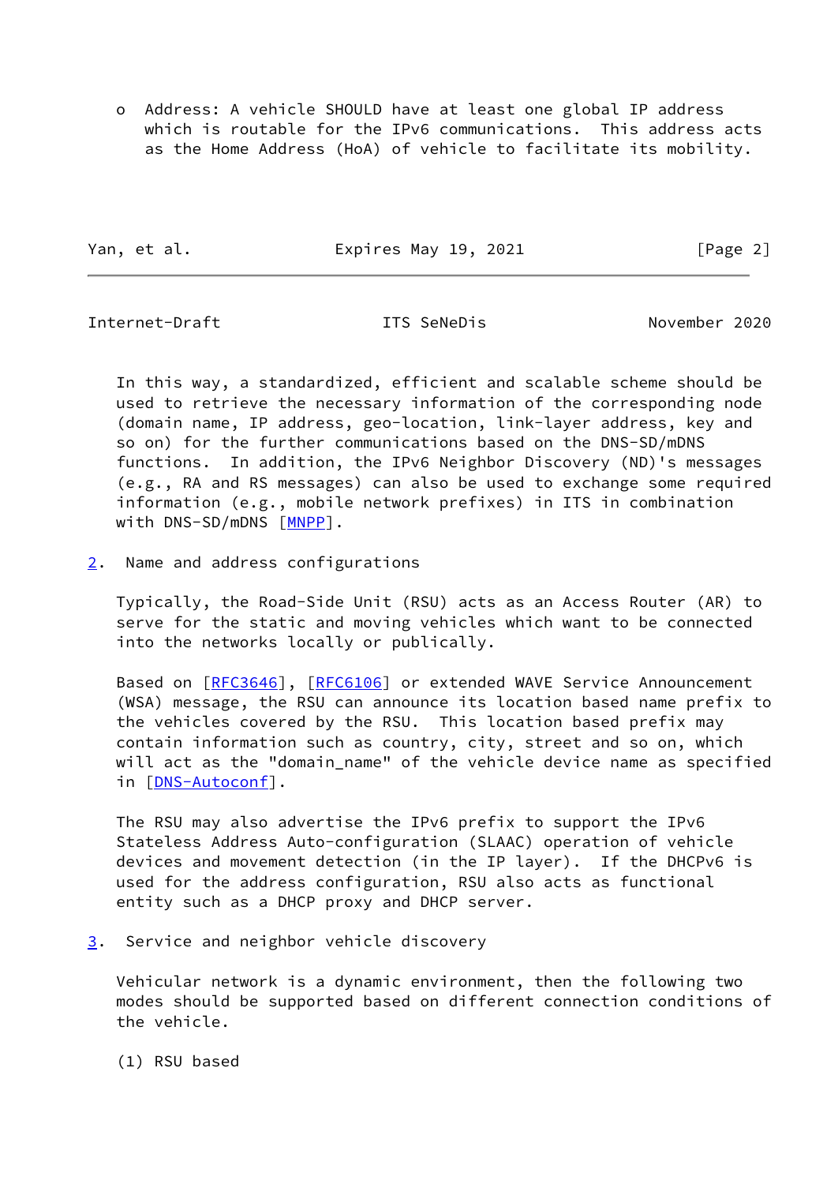- Address: A vehicle SHOULD have at least one global IP address which is routable for the IPv6 communications. This address acts as the Home Address (HoA) of vehicle to facilitate its mobility.

In this way, a standardized, efficient and scalable scheme should be used to retrieve the necessary information of the corresponding node (domain name, IP address, geo-location, link-layer address, key and so on) for the further communications based on the DNS-SD/mDNS functions. In addition, the IPv6 Neighbor Discovery (ND)'s messages (e.g., RA and RS messages) can also be used to exchange some required information (e.g., mobile network prefixes) in ITS in combination with DNS-SD/mDNS [MNPP].

## 2. Name and address configurations

Typically, the Road-Side Unit (RSU) acts as an Access Router (AR) to serve for the static and moving vehicles which want to be connected into the networks locally or publically.

Based on [RFC3646], [RFC6106] or extended WAVE Service Announcement (WSA) message, the RSU can announce its location based name prefix to the vehicles covered by the RSU. This location based prefix may contain information such as country, city, street and so on, which will act as the "domain_name" of the vehicle device name as specified in [DNS-Autoconf].

The RSU may also advertise the IPv6 prefix to support the IPv6 Stateless Address Auto-configuration (SLAAC) operation of vehicle devices and movement detection (in the IP layer). If the DHCPv6 is used for the address configuration, RSU also acts as functional entity such as a DHCP proxy and DHCP server.

## 3. Service and neighbor vehicle discovery

Vehicular network is a dynamic environment, then the following two modes should be supported based on different connection conditions of the vehicle.

(1) RSU based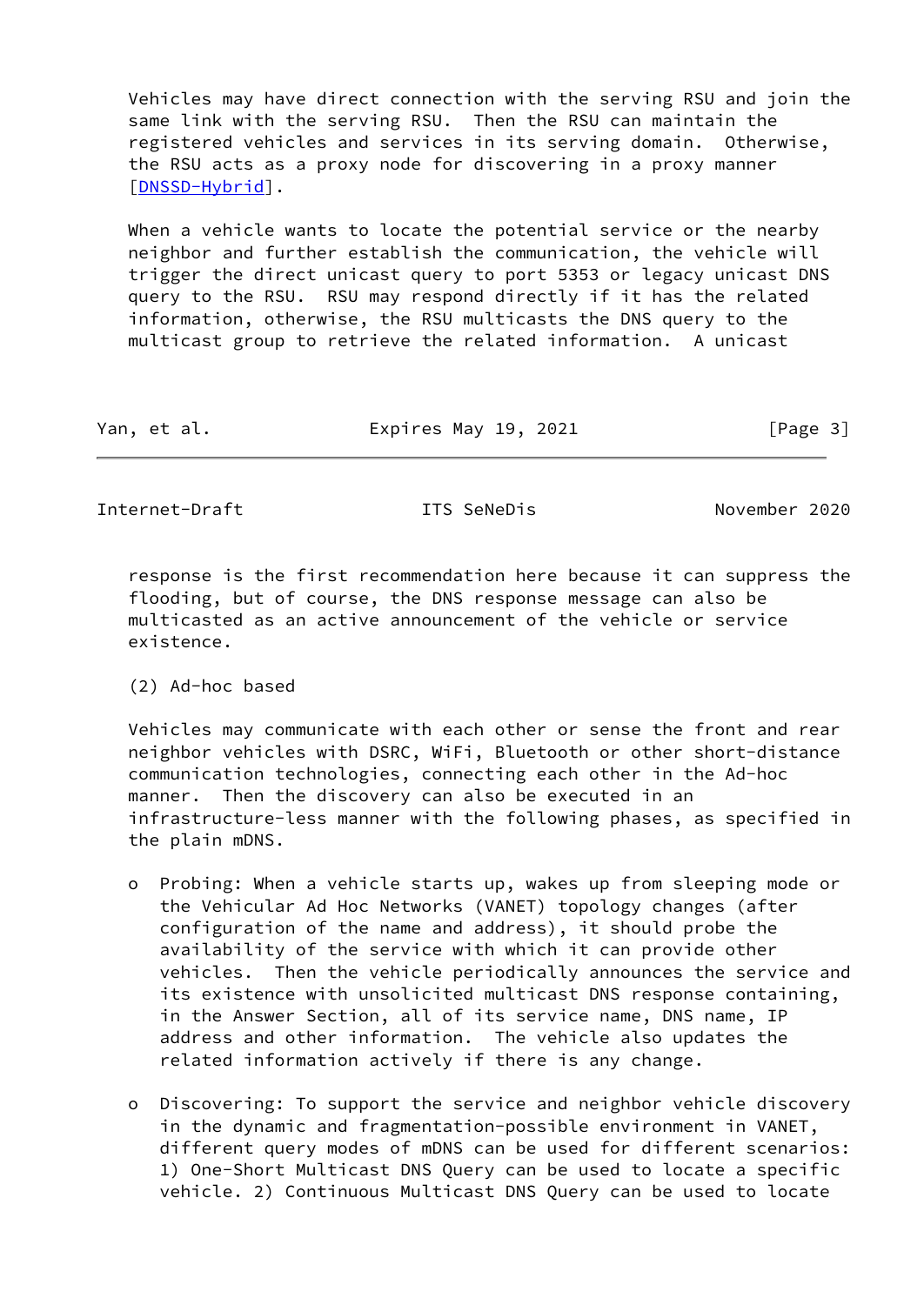Vehicles may have direct connection with the serving RSU and join the same link with the serving RSU. Then the RSU can maintain the registered vehicles and services in its serving domain. Otherwise, the RSU acts as a proxy node for discovering in a proxy manner [DNSSD-Hybrid].

When a vehicle wants to locate the potential service or the nearby neighbor and further establish the communication, the vehicle will trigger the direct unicast query to port 5353 or legacy unicast DNS query to the RSU. RSU may respond directly if it has the related information, otherwise, the RSU multicasts the DNS query to the multicast group to retrieve the related information. A unicast response is the first recommendation here because it can suppress the flooding, but of course, the DNS response message can also be multicasted as an active announcement of the vehicle or service existence.

(2) Ad-hoc based

Vehicles may communicate with each other or sense the front and rear neighbor vehicles with DSRC, WiFi, Bluetooth or other short-distance communication technologies, connecting each other in the Ad-hoc manner. Then the discovery can also be executed in an infrastructure-less manner with the following phases, as specified in the plain mDNS.

- Probing: When a vehicle starts up, wakes up from sleeping mode or the Vehicular Ad Hoc Networks (VANET) topology changes (after configuration of the name and address), it should probe the availability of the service with which it can provide other vehicles. Then the vehicle periodically announces the service and its existence with unsolicited multicast DNS response containing, in the Answer Section, all of its service name, DNS name, IP address and other information. The vehicle also updates the related information actively if there is any change.

- Discovering: To support the service and neighbor vehicle discovery in the dynamic and fragmentation-possible environment in VANET, different query modes of mDNS can be used for different scenarios: 1) One-Short Multicast DNS Query can be used to locate a specific vehicle. 2) Continuous Multicast DNS Query can be used to locate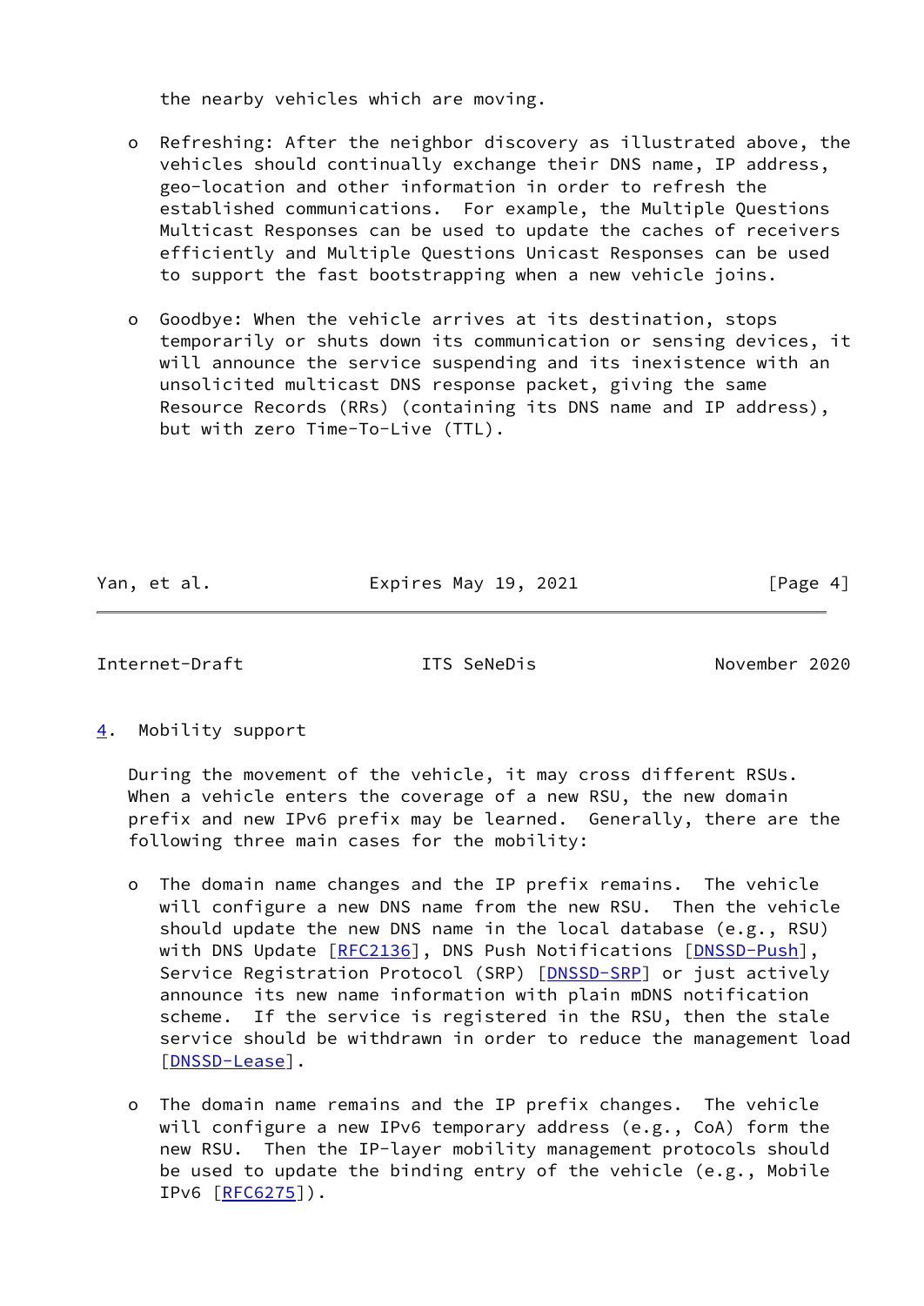the nearby vehicles which are moving.

- Refreshing: After the neighbor discovery as illustrated above, the vehicles should continually exchange their DNS name, IP address, geo-location and other information in order to refresh the established communications. For example, the Multiple Questions Multicast Responses can be used to update the caches of receivers efficiently and Multiple Questions Unicast Responses can be used to support the fast bootstrapping when a new vehicle joins.

- Goodbye: When the vehicle arrives at its destination, stops temporarily or shuts down its communication or sensing devices, it will announce the service suspending and its inexistence with an unsolicited multicast DNS response packet, giving the same Resource Records (RRs) (containing its DNS name and IP address), but with zero Time-To-Live (TTL).

## 4. Mobility support

During the movement of the vehicle, it may cross different RSUs. When a vehicle enters the coverage of a new RSU, the new domain prefix and new IPv6 prefix may be learned. Generally, there are the following three main cases for the mobility:

- The domain name changes and the IP prefix remains. The vehicle will configure a new DNS name from the new RSU. Then the vehicle should update the new DNS name in the local database (e.g., RSU) with DNS Update [RFC2136], DNS Push Notifications [DNSSD-Push], Service Registration Protocol (SRP) [DNSSD-SRP] or just actively announce its new name information with plain mDNS notification scheme. If the service is registered in the RSU, then the stale service should be withdrawn in order to reduce the management load [DNSSD-Lease].

- The domain name remains and the IP prefix changes. The vehicle will configure a new IPv6 temporary address (e.g., CoA) form the new RSU. Then the IP-layer mobility management protocols should be used to update the binding entry of the vehicle (e.g., Mobile IPv6 [RFC6275]).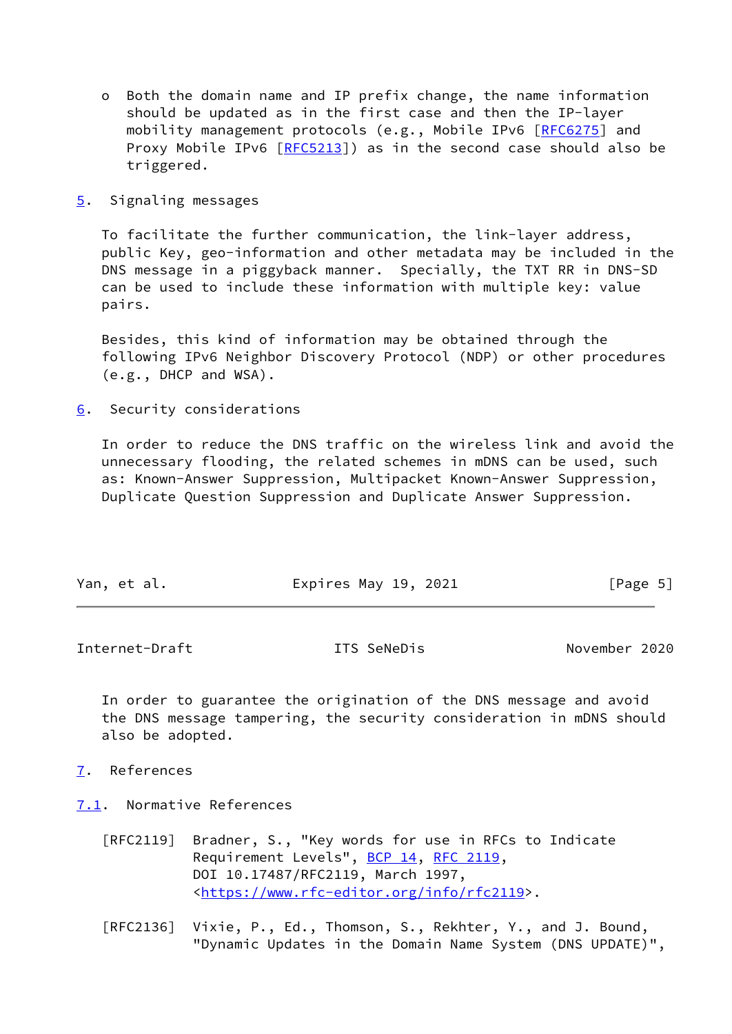- Both the domain name and IP prefix change, the name information should be updated as in the first case and then the IP-layer mobility management protocols (e.g., Mobile IPv6 [RFC6275] and Proxy Mobile IPv6 [RFC5213]) as in the second case should also be triggered.

## 5. Signaling messages

To facilitate the further communication, the link-layer address, public Key, geo-information and other metadata may be included in the DNS message in a piggyback manner. Specially, the TXT RR in DNS-SD can be used to include these information with multiple key: value pairs.

Besides, this kind of information may be obtained through the following IPv6 Neighbor Discovery Protocol (NDP) or other procedures (e.g., DHCP and WSA).

## 6. Security considerations

In order to reduce the DNS traffic on the wireless link and avoid the unnecessary flooding, the related schemes in mDNS can be used, such as: Known-Answer Suppression, Multipacket Known-Answer Suppression, Duplicate Question Suppression and Duplicate Answer Suppression.

In order to guarantee the origination of the DNS message and avoid the DNS message tampering, the security consideration in mDNS should also be adopted.

## 7. References

### 7.1. Normative References

[RFC2119] Bradner, S., "Key words for use in RFCs to Indicate Requirement Levels", BCP 14, RFC 2119, DOI 10.17487/RFC2119, March 1997, <https://www.rfc-editor.org/info/rfc2119>.

[RFC2136] Vixie, P., Ed., Thomson, S., Rekhter, Y., and J. Bound, "Dynamic Updates in the Domain Name System (DNS UPDATE)",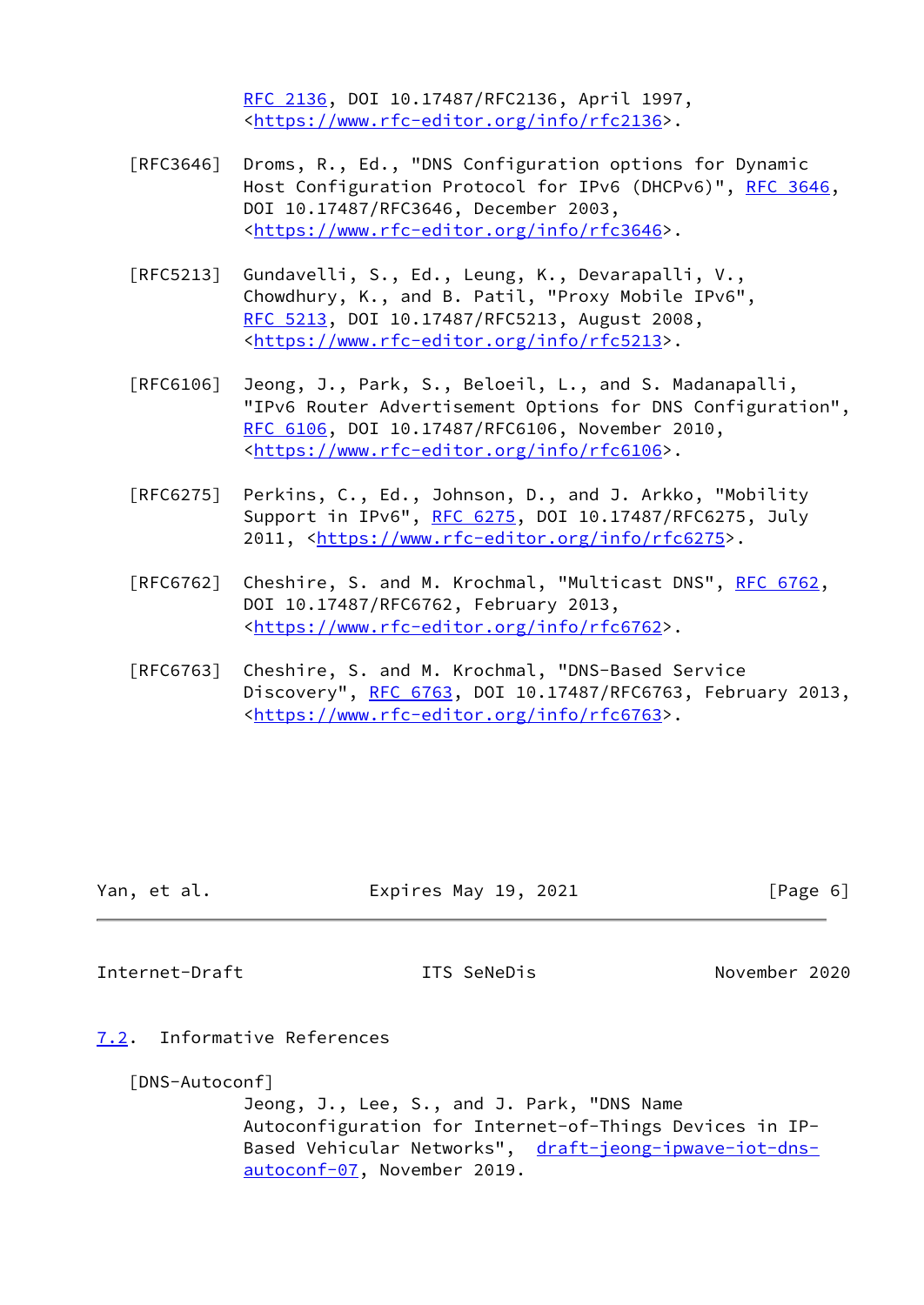RFC 2136, DOI 10.17487/RFC2136, April 1997, <https://www.rfc-editor.org/info/rfc2136>.

[RFC3646] Droms, R., Ed., "DNS Configuration options for Dynamic Host Configuration Protocol for IPv6 (DHCPv6)", RFC 3646, DOI 10.17487/RFC3646, December 2003, <https://www.rfc-editor.org/info/rfc3646>.

[RFC5213] Gundavelli, S., Ed., Leung, K., Devarapalli, V., Chowdhury, K., and B. Patil, "Proxy Mobile IPv6", RFC 5213, DOI 10.17487/RFC5213, August 2008, <https://www.rfc-editor.org/info/rfc5213>.

[RFC6106] Jeong, J., Park, S., Beloeil, L., and S. Madanapalli, "IPv6 Router Advertisement Options for DNS Configuration", RFC 6106, DOI 10.17487/RFC6106, November 2010, <https://www.rfc-editor.org/info/rfc6106>.

[RFC6275] Perkins, C., Ed., Johnson, D., and J. Arkko, "Mobility Support in IPv6", RFC 6275, DOI 10.17487/RFC6275, July 2011, <https://www.rfc-editor.org/info/rfc6275>.

[RFC6762] Cheshire, S. and M. Krochmal, "Multicast DNS", RFC 6762, DOI 10.17487/RFC6762, February 2013, <https://www.rfc-editor.org/info/rfc6762>.

[RFC6763] Cheshire, S. and M. Krochmal, "DNS-Based Service Discovery", RFC 6763, DOI 10.17487/RFC6763, February 2013, <https://www.rfc-editor.org/info/rfc6763>.

## 7.2. Informative References

[DNS-Autoconf] Jeong, J., Lee, S., and J. Park, "DNS Name Autoconfiguration for Internet-of-Things Devices in IP-Based Vehicular Networks", draft-jeong-ipwave-iot-dns-autoconf-07, November 2019.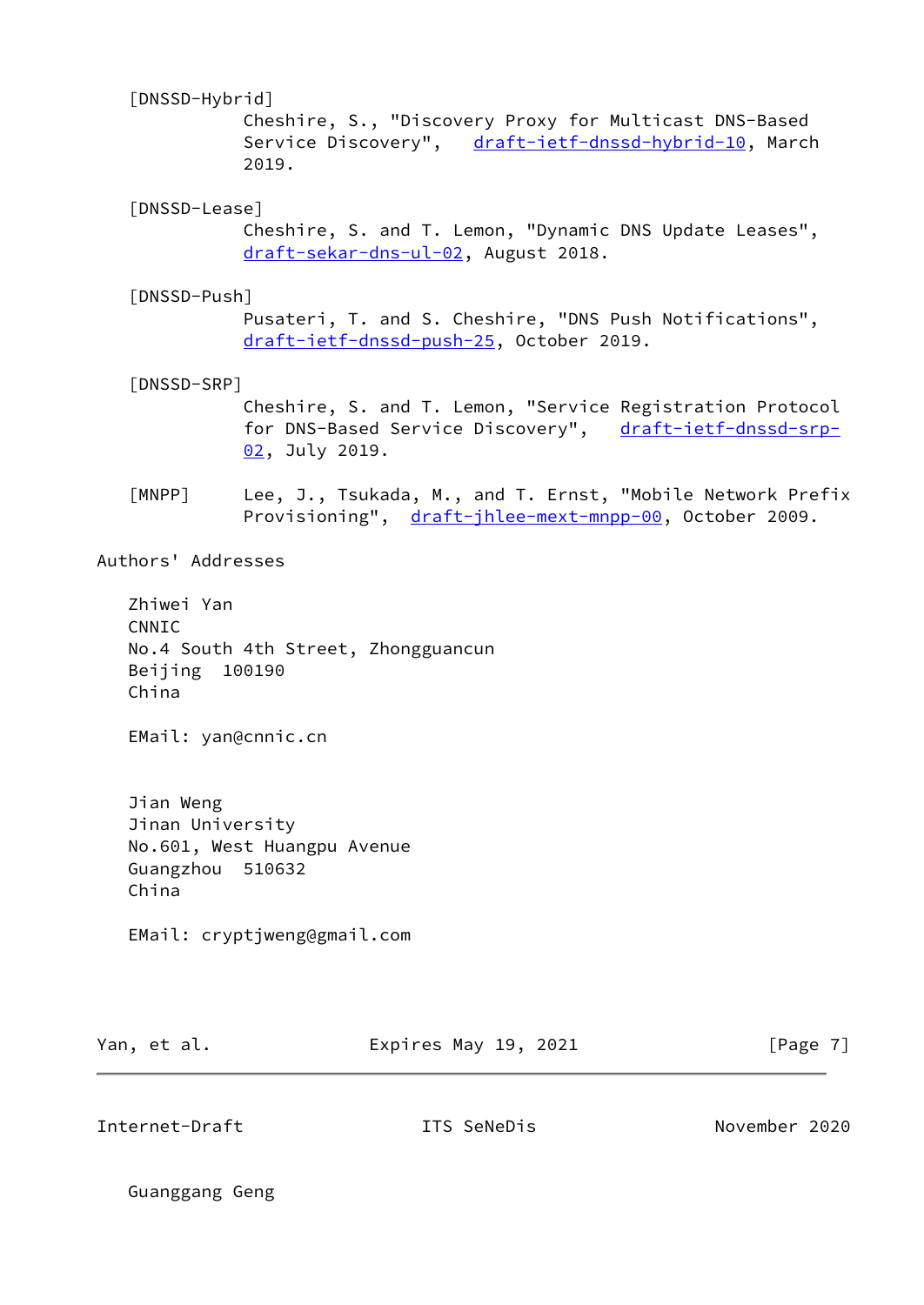[DNSSD-Hybrid]
Cheshire, S., "Discovery Proxy for Multicast DNS-Based Service Discovery", draft-ietf-dnssd-hybrid-10, March 2019.

[DNSSD-Lease]
Cheshire, S. and T. Lemon, "Dynamic DNS Update Leases", draft-sekar-dns-ul-02, August 2018.

[DNSSD-Push]
Pusateri, T. and S. Cheshire, "DNS Push Notifications", draft-ietf-dnssd-push-25, October 2019.

[DNSSD-SRP]
Cheshire, S. and T. Lemon, "Service Registration Protocol for DNS-Based Service Discovery", draft-ietf-dnssd-srp-02, July 2019.

[MNPP]
Lee, J., Tsukada, M., and T. Ernst, "Mobile Network Prefix Provisioning", draft-jhlee-mext-mnpp-00, October 2009.

## Authors' Addresses

Zhiwei Yan
CNNIC
No.4 South 4th Street, Zhongguancun
Beijing 100190
China

EMail: yan@cnnic.cn

Jian Weng
Jinan University
No.601, West Huangpu Avenue
Guangzhou 510632
China

EMail: cryptjweng@gmail.com

Guanggang Geng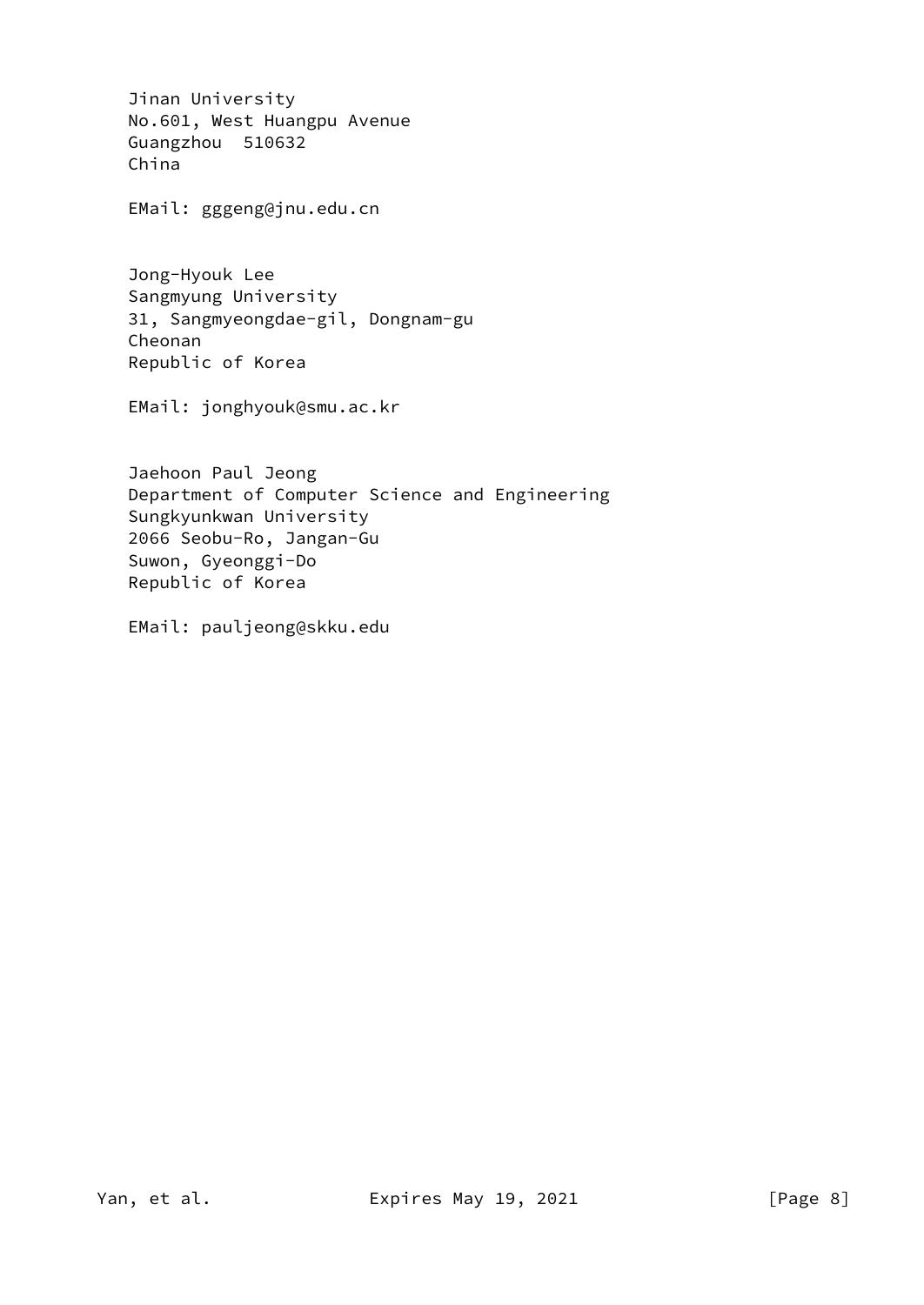Jinan University
No.601, West Huangpu Avenue
Guangzhou 510632
China

EMail: gggeng@jnu.edu.cn

Jong-Hyouk Lee
Sangmyung University
31, Sangmyeongdae-gil, Dongnam-gu
Cheonan
Republic of Korea

EMail: jonghyouk@smu.ac.kr

Jaehoon Paul Jeong
Department of Computer Science and Engineering
Sungkyunkwan University
2066 Seobu-Ro, Jangan-Gu
Suwon, Gyeonggi-Do
Republic of Korea

EMail: pauljeong@skku.edu